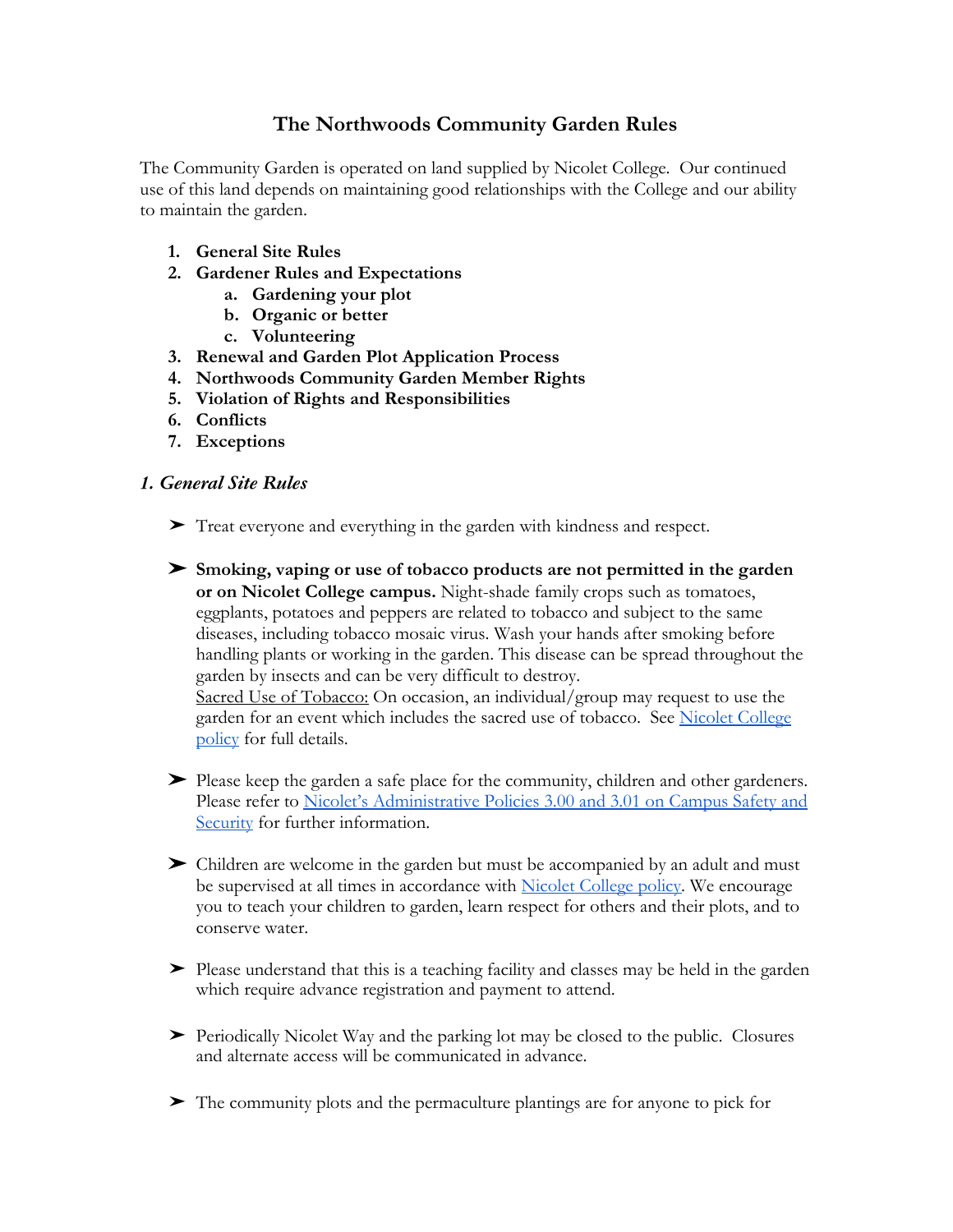# The Northwoods Community Garden Rules

The Community Garden is operated on land supplied by Nicolet College. Our continued use of this land depends on maintaining good relationships with the College and our ability to maintain the garden.

1. **General Site Rules**
2. **Gardener Rules and Expectations**
    a. **Gardening your plot**
    b. **Organic or better**
    c. **Volunteering**
3. **Renewal and Garden Plot Application Process**
4. **Northwoods Community Garden Member Rights**
5. **Violation of Rights and Responsibilities**
6. **Conflicts**
7. **Exceptions**

## *1. General Site Rules*

- Treat everyone and everything in the garden with kindness and respect.

- **Smoking, vaping or use of tobacco products are not permitted in the garden or on Nicolet College campus.** Night-shade family crops such as tomatoes, eggplants, potatoes and peppers are related to tobacco and subject to the same diseases, including tobacco mosaic virus. Wash your hands after smoking before handling plants or working in the garden. This disease can be spread throughout the garden by insects and can be very difficult to destroy.
  Sacred Use of Tobacco: On occasion, an individual/group may request to use the garden for an event which includes the sacred use of tobacco. See Nicolet College policy for full details.

- Please keep the garden a safe place for the community, children and other gardeners. Please refer to Nicolet's Administrative Policies 3.00 and 3.01 on Campus Safety and Security for further information.

- Children are welcome in the garden but must be accompanied by an adult and must be supervised at all times in accordance with Nicolet College policy. We encourage you to teach your children to garden, learn respect for others and their plots, and to conserve water.

- Please understand that this is a teaching facility and classes may be held in the garden which require advance registration and payment to attend.

- Periodically Nicolet Way and the parking lot may be closed to the public. Closures and alternate access will be communicated in advance.

- The community plots and the permaculture plantings are for anyone to pick for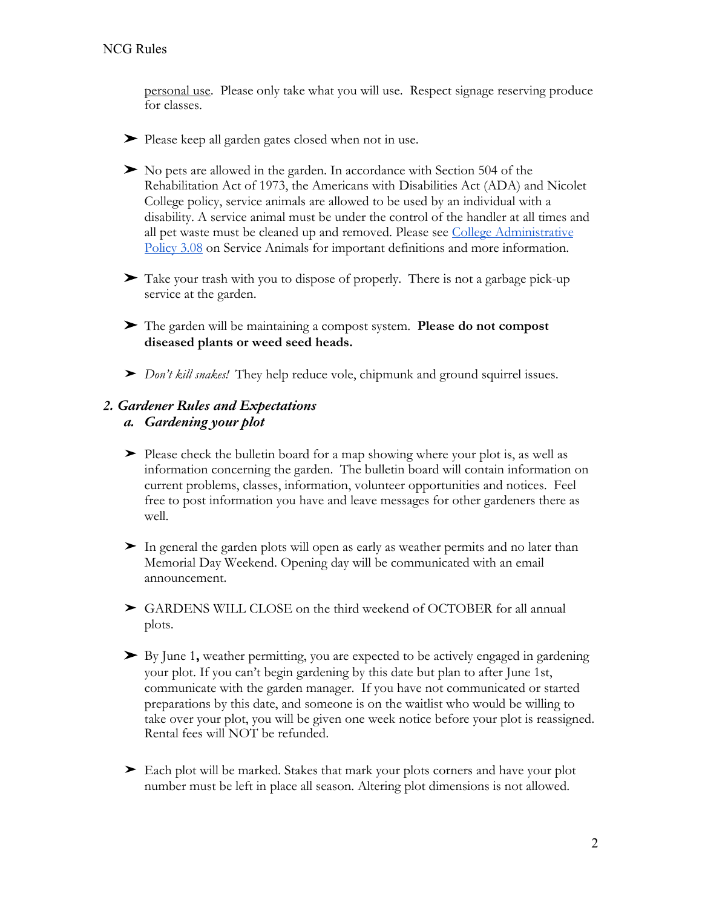personal use. Please only take what you will use. Respect signage reserving produce for classes.

- Please keep all garden gates closed when not in use.

- No pets are allowed in the garden. In accordance with Section 504 of the Rehabilitation Act of 1973, the Americans with Disabilities Act (ADA) and Nicolet College policy, service animals are allowed to be used by an individual with a disability. A service animal must be under the control of the handler at all times and all pet waste must be cleaned up and removed. Please see [College Administrative Policy 3.08]() on Service Animals for important definitions and more information.

- Take your trash with you to dispose of properly. There is not a garbage pick-up service at the garden.

- The garden will be maintaining a compost system. **Please do not compost diseased plants or weed seed heads.**

- *Don't kill snakes!* They help reduce vole, chipmunk and ground squirrel issues.

## *2. Gardener Rules and Expectations*

### *a. Gardening your plot*

- Please check the bulletin board for a map showing where your plot is, as well as information concerning the garden. The bulletin board will contain information on current problems, classes, information, volunteer opportunities and notices. Feel free to post information you have and leave messages for other gardeners there as well.

- In general the garden plots will open as early as weather permits and no later than Memorial Day Weekend. Opening day will be communicated with an email announcement.

- GARDENS WILL CLOSE on the third weekend of OCTOBER for all annual plots.

- By June 1**,** weather permitting, you are expected to be actively engaged in gardening your plot. If you can't begin gardening by this date but plan to after June 1st, communicate with the garden manager. If you have not communicated or started preparations by this date, and someone is on the waitlist who would be willing to take over your plot, you will be given one week notice before your plot is reassigned. Rental fees will NOT be refunded.

- Each plot will be marked. Stakes that mark your plots corners and have your plot number must be left in place all season. Altering plot dimensions is not allowed.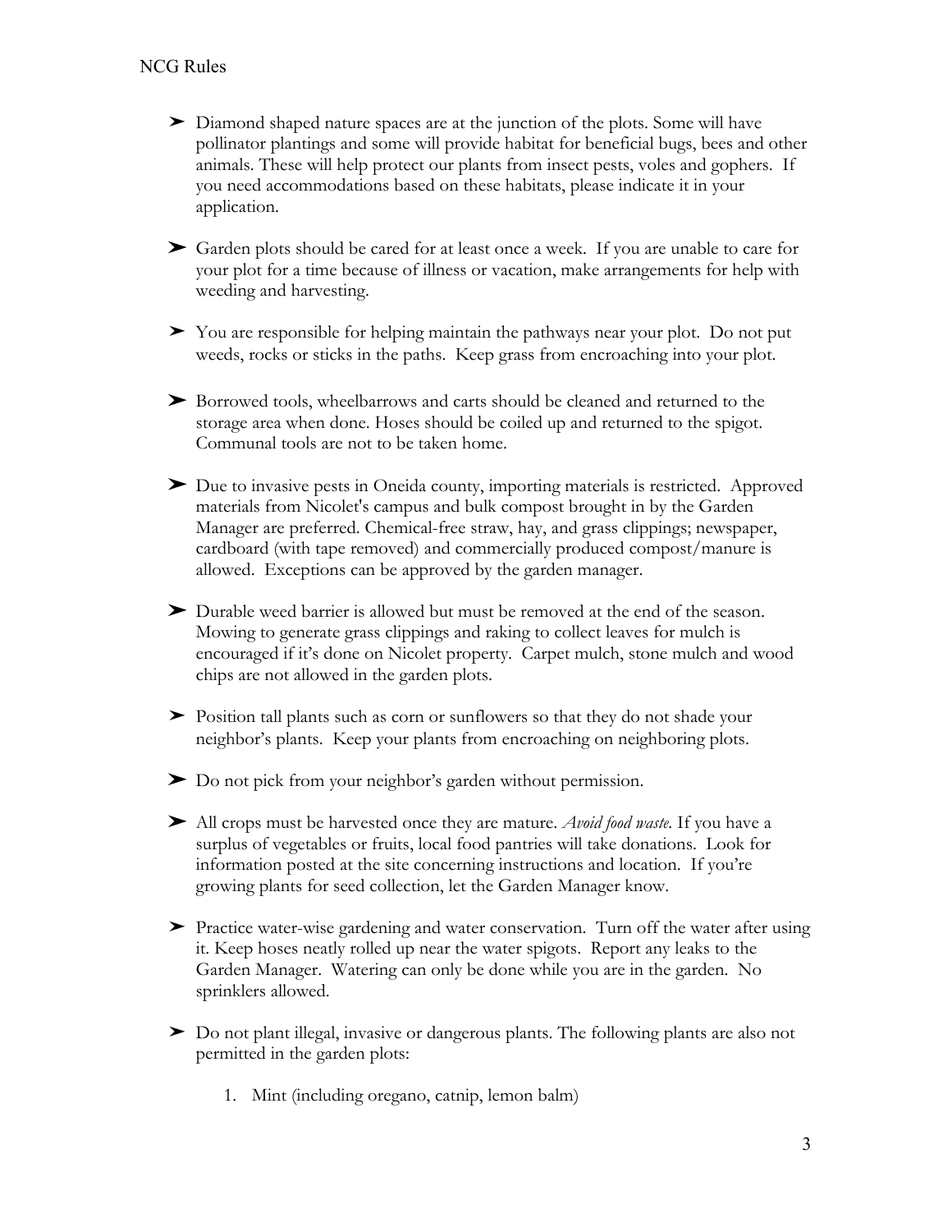- Diamond shaped nature spaces are at the junction of the plots. Some will have pollinator plantings and some will provide habitat for beneficial bugs, bees and other animals. These will help protect our plants from insect pests, voles and gophers. If you need accommodations based on these habitats, please indicate it in your application.

- Garden plots should be cared for at least once a week. If you are unable to care for your plot for a time because of illness or vacation, make arrangements for help with weeding and harvesting.

- You are responsible for helping maintain the pathways near your plot. Do not put weeds, rocks or sticks in the paths. Keep grass from encroaching into your plot.

- Borrowed tools, wheelbarrows and carts should be cleaned and returned to the storage area when done. Hoses should be coiled up and returned to the spigot. Communal tools are not to be taken home.

- Due to invasive pests in Oneida county, importing materials is restricted. Approved materials from Nicolet's campus and bulk compost brought in by the Garden Manager are preferred. Chemical-free straw, hay, and grass clippings; newspaper, cardboard (with tape removed) and commercially produced compost/manure is allowed. Exceptions can be approved by the garden manager.

- Durable weed barrier is allowed but must be removed at the end of the season. Mowing to generate grass clippings and raking to collect leaves for mulch is encouraged if it's done on Nicolet property. Carpet mulch, stone mulch and wood chips are not allowed in the garden plots.

- Position tall plants such as corn or sunflowers so that they do not shade your neighbor's plants. Keep your plants from encroaching on neighboring plots.

- Do not pick from your neighbor's garden without permission.

- All crops must be harvested once they are mature. *Avoid food waste.* If you have a surplus of vegetables or fruits, local food pantries will take donations. Look for information posted at the site concerning instructions and location. If you're growing plants for seed collection, let the Garden Manager know.

- Practice water-wise gardening and water conservation. Turn off the water after using it. Keep hoses neatly rolled up near the water spigots. Report any leaks to the Garden Manager. Watering can only be done while you are in the garden. No sprinklers allowed.

- Do not plant illegal, invasive or dangerous plants. The following plants are also not permitted in the garden plots:

    1. Mint (including oregano, catnip, lemon balm)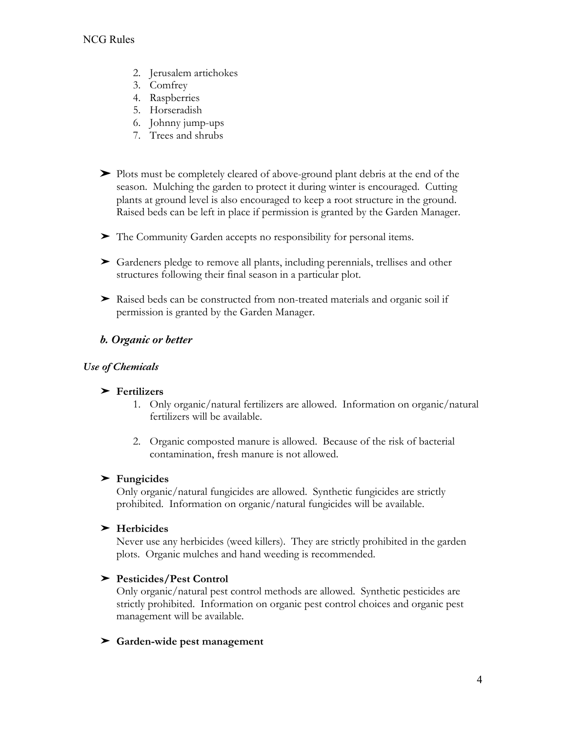2. Jerusalem artichokes
3. Comfrey
4. Raspberries
5. Horseradish
6. Johnny jump-ups
7. Trees and shrubs

- Plots must be completely cleared of above-ground plant debris at the end of the season. Mulching the garden to protect it during winter is encouraged. Cutting plants at ground level is also encouraged to keep a root structure in the ground. Raised beds can be left in place if permission is granted by the Garden Manager.

- The Community Garden accepts no responsibility for personal items.

- Gardeners pledge to remove all plants, including perennials, trellises and other structures following their final season in a particular plot.

- Raised beds can be constructed from non-treated materials and organic soil if permission is granted by the Garden Manager.

### *b. Organic or better*

#### *Use of Chemicals*

- **Fertilizers**
  1. Only organic/natural fertilizers are allowed. Information on organic/natural fertilizers will be available.
  2. Organic composted manure is allowed. Because of the risk of bacterial contamination, fresh manure is not allowed.

- **Fungicides**

  Only organic/natural fungicides are allowed. Synthetic fungicides are strictly prohibited. Information on organic/natural fungicides will be available.

- **Herbicides**

  Never use any herbicides (weed killers). They are strictly prohibited in the garden plots. Organic mulches and hand weeding is recommended.

- **Pesticides/Pest Control**

  Only organic/natural pest control methods are allowed. Synthetic pesticides are strictly prohibited. Information on organic pest control choices and organic pest management will be available.

- **Garden-wide pest management**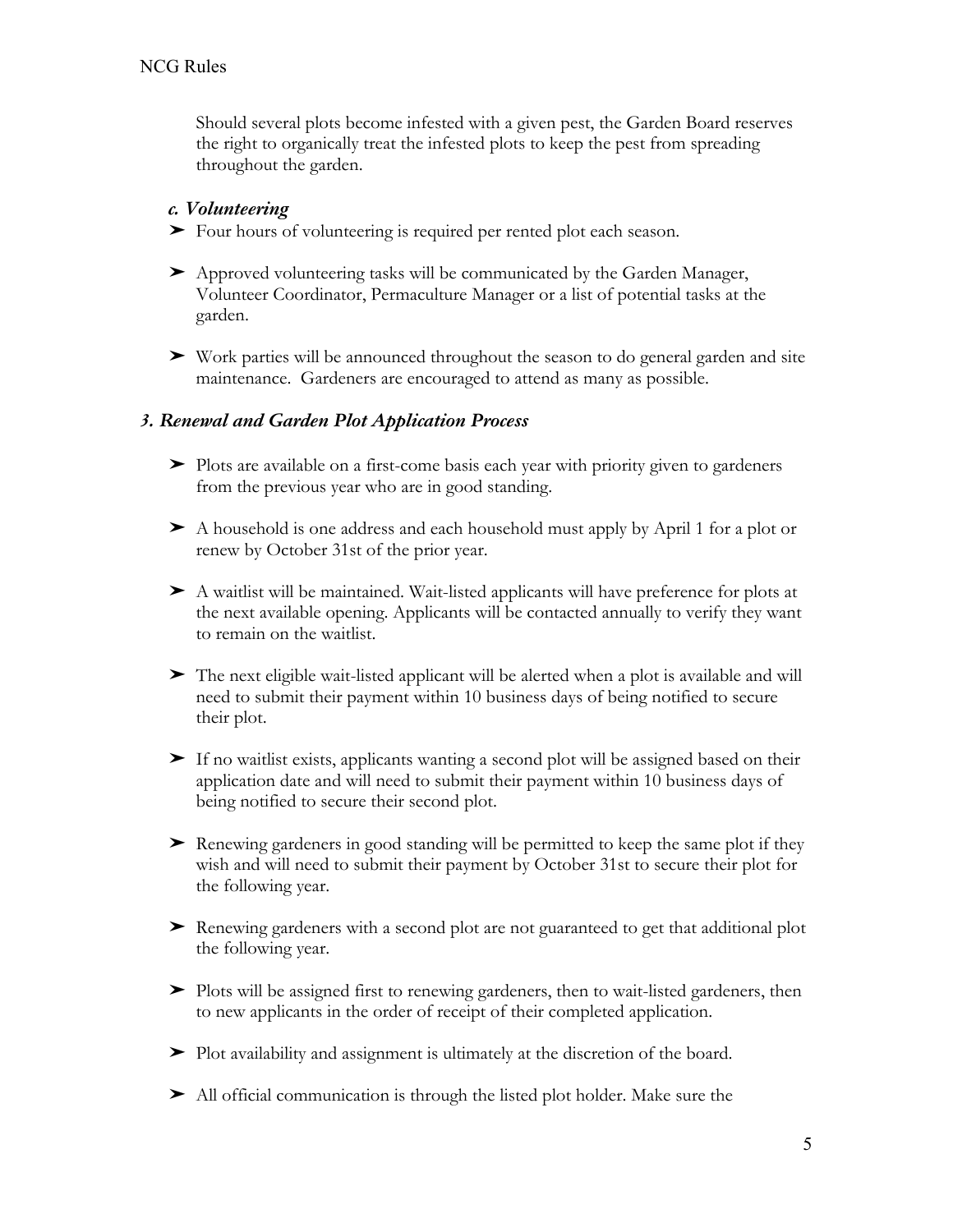Should several plots become infested with a given pest, the Garden Board reserves the right to organically treat the infested plots to keep the pest from spreading throughout the garden.

### *c. Volunteering*

- Four hours of volunteering is required per rented plot each season.
- Approved volunteering tasks will be communicated by the Garden Manager, Volunteer Coordinator, Permaculture Manager or a list of potential tasks at the garden.
- Work parties will be announced throughout the season to do general garden and site maintenance. Gardeners are encouraged to attend as many as possible.

## *3. Renewal and Garden Plot Application Process*

- Plots are available on a first-come basis each year with priority given to gardeners from the previous year who are in good standing.
- A household is one address and each household must apply by April 1 for a plot or renew by October 31st of the prior year.
- A waitlist will be maintained. Wait-listed applicants will have preference for plots at the next available opening. Applicants will be contacted annually to verify they want to remain on the waitlist.
- The next eligible wait-listed applicant will be alerted when a plot is available and will need to submit their payment within 10 business days of being notified to secure their plot.
- If no waitlist exists, applicants wanting a second plot will be assigned based on their application date and will need to submit their payment within 10 business days of being notified to secure their second plot.
- Renewing gardeners in good standing will be permitted to keep the same plot if they wish and will need to submit their payment by October 31st to secure their plot for the following year.
- Renewing gardeners with a second plot are not guaranteed to get that additional plot the following year.
- Plots will be assigned first to renewing gardeners, then to wait-listed gardeners, then to new applicants in the order of receipt of their completed application.
- Plot availability and assignment is ultimately at the discretion of the board.
- All official communication is through the listed plot holder. Make sure the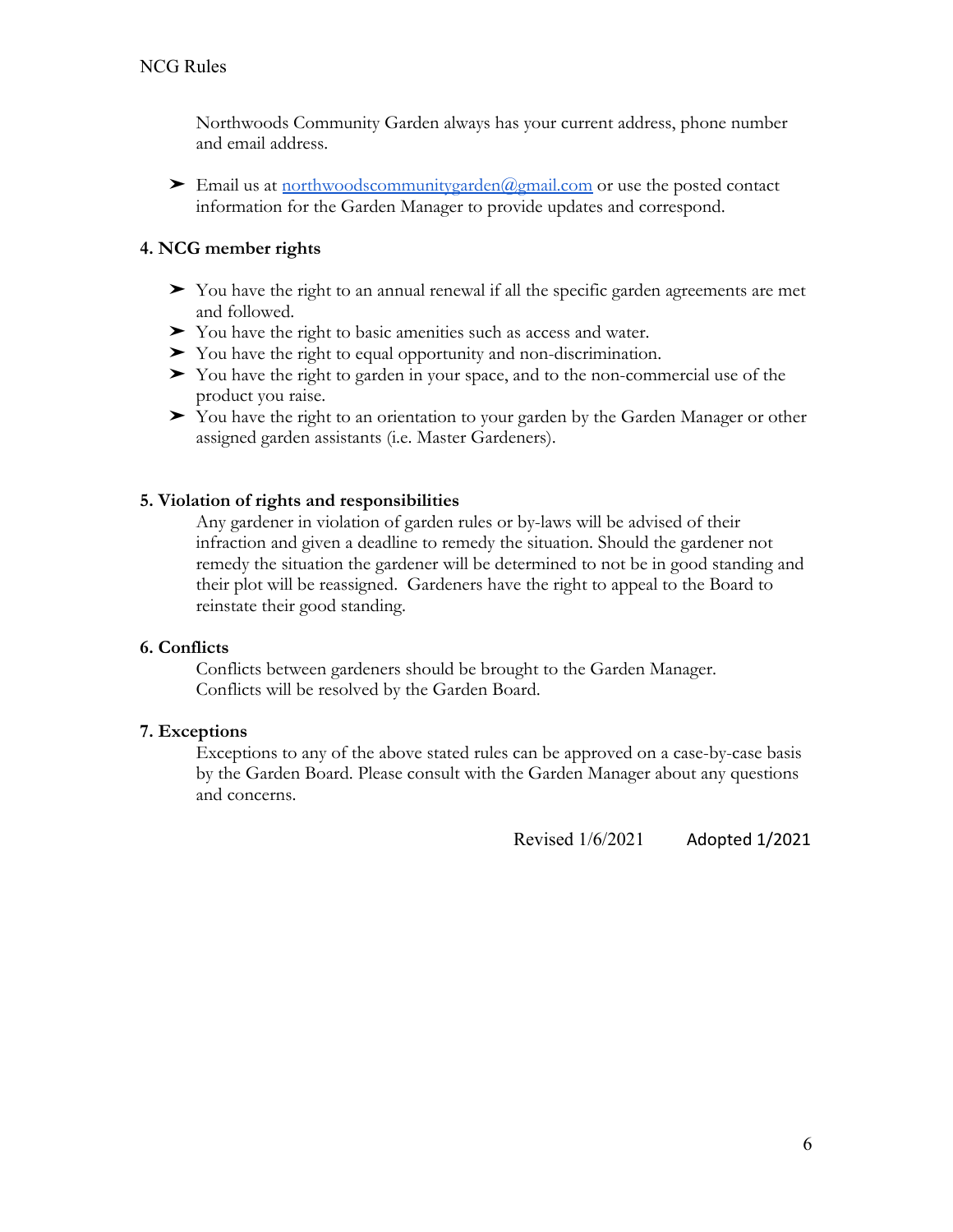Northwoods Community Garden always has your current address, phone number and email address.

- Email us at northwoodscommunitygarden@gmail.com or use the posted contact information for the Garden Manager to provide updates and correspond.

**4. NCG member rights**

- You have the right to an annual renewal if all the specific garden agreements are met and followed.
- You have the right to basic amenities such as access and water.
- You have the right to equal opportunity and non-discrimination.
- You have the right to garden in your space, and to the non-commercial use of the product you raise.
- You have the right to an orientation to your garden by the Garden Manager or other assigned garden assistants (i.e. Master Gardeners).

**5. Violation of rights and responsibilities**

Any gardener in violation of garden rules or by-laws will be advised of their infraction and given a deadline to remedy the situation. Should the gardener not remedy the situation the gardener will be determined to not be in good standing and their plot will be reassigned. Gardeners have the right to appeal to the Board to reinstate their good standing.

**6. Conflicts**

Conflicts between gardeners should be brought to the Garden Manager. Conflicts will be resolved by the Garden Board.

**7. Exceptions**

Exceptions to any of the above stated rules can be approved on a case-by-case basis by the Garden Board. Please consult with the Garden Manager about any questions and concerns.

Revised 1/6/2021 Adopted 1/2021